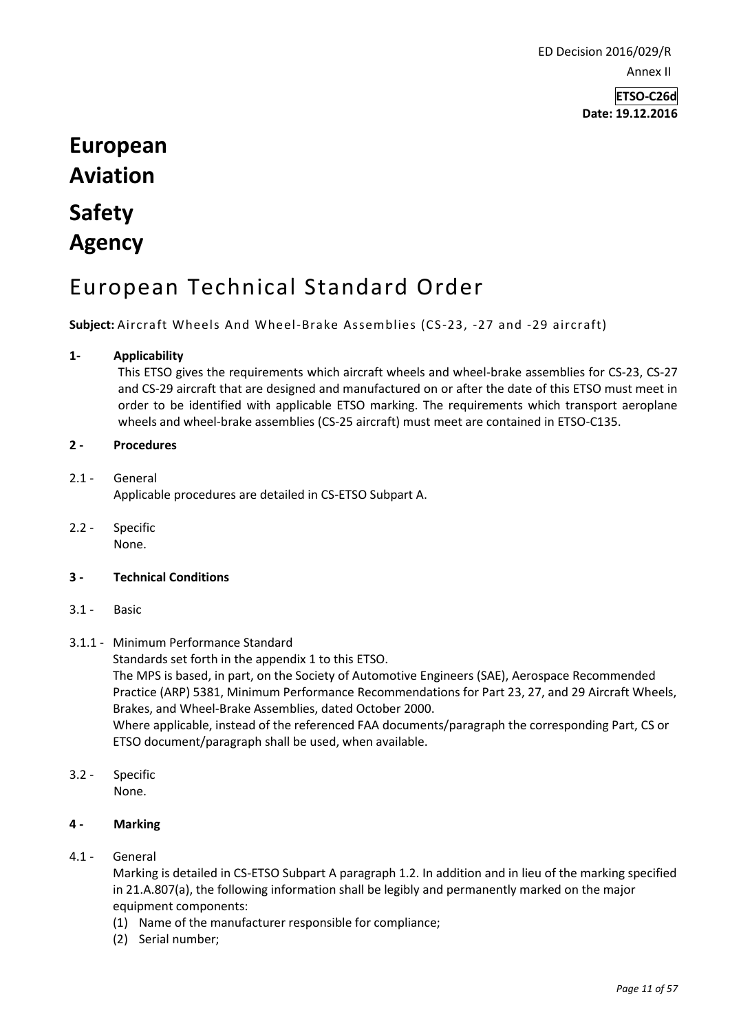ED Decision 2016/029/R

Annex II

**ETSO-C26d**
**Date: 19.12.2016**

# European Aviation Safety Agency

# European Technical Standard Order

**Subject:** Aircraft Wheels And Wheel-Brake Assemblies (CS-23, -27 and -29 aircraft)

**1- Applicability**

This ETSO gives the requirements which aircraft wheels and wheel-brake assemblies for CS-23, CS-27 and CS-29 aircraft that are designed and manufactured on or after the date of this ETSO must meet in order to be identified with applicable ETSO marking. The requirements which transport aeroplane wheels and wheel-brake assemblies (CS-25 aircraft) must meet are contained in ETSO-C135.

**2 - Procedures**

2.1 - General

Applicable procedures are detailed in CS-ETSO Subpart A.

2.2 - Specific

None.

**3 - Technical Conditions**

3.1 - Basic

3.1.1 - Minimum Performance Standard

Standards set forth in the appendix 1 to this ETSO.

The MPS is based, in part, on the Society of Automotive Engineers (SAE), Aerospace Recommended Practice (ARP) 5381, Minimum Performance Recommendations for Part 23, 27, and 29 Aircraft Wheels, Brakes, and Wheel-Brake Assemblies, dated October 2000.

Where applicable, instead of the referenced FAA documents/paragraph the corresponding Part, CS or ETSO document/paragraph shall be used, when available.

3.2 - Specific

None.

**4 - Marking**

4.1 - General

Marking is detailed in CS-ETSO Subpart A paragraph 1.2. In addition and in lieu of the marking specified in 21.A.807(a), the following information shall be legibly and permanently marked on the major equipment components:

(1) Name of the manufacturer responsible for compliance;
(2) Serial number;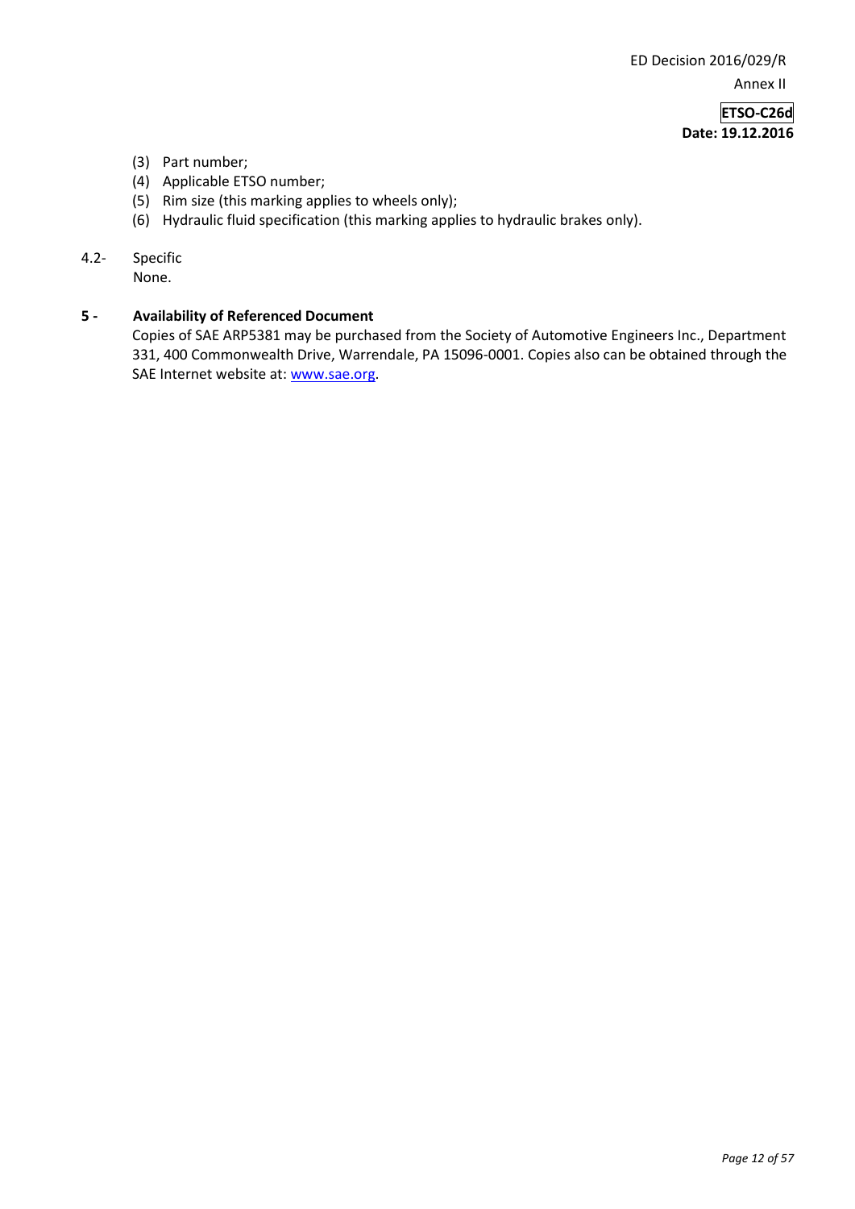(3) Part number;
(4) Applicable ETSO number;
(5) Rim size (this marking applies to wheels only);
(6) Hydraulic fluid specification (this marking applies to hydraulic brakes only).

4.2- Specific
None.

## 5 - Availability of Referenced Document

Copies of SAE ARP5381 may be purchased from the Society of Automotive Engineers Inc., Department 331, 400 Commonwealth Drive, Warrendale, PA 15096-0001. Copies also can be obtained through the SAE Internet website at: www.sae.org.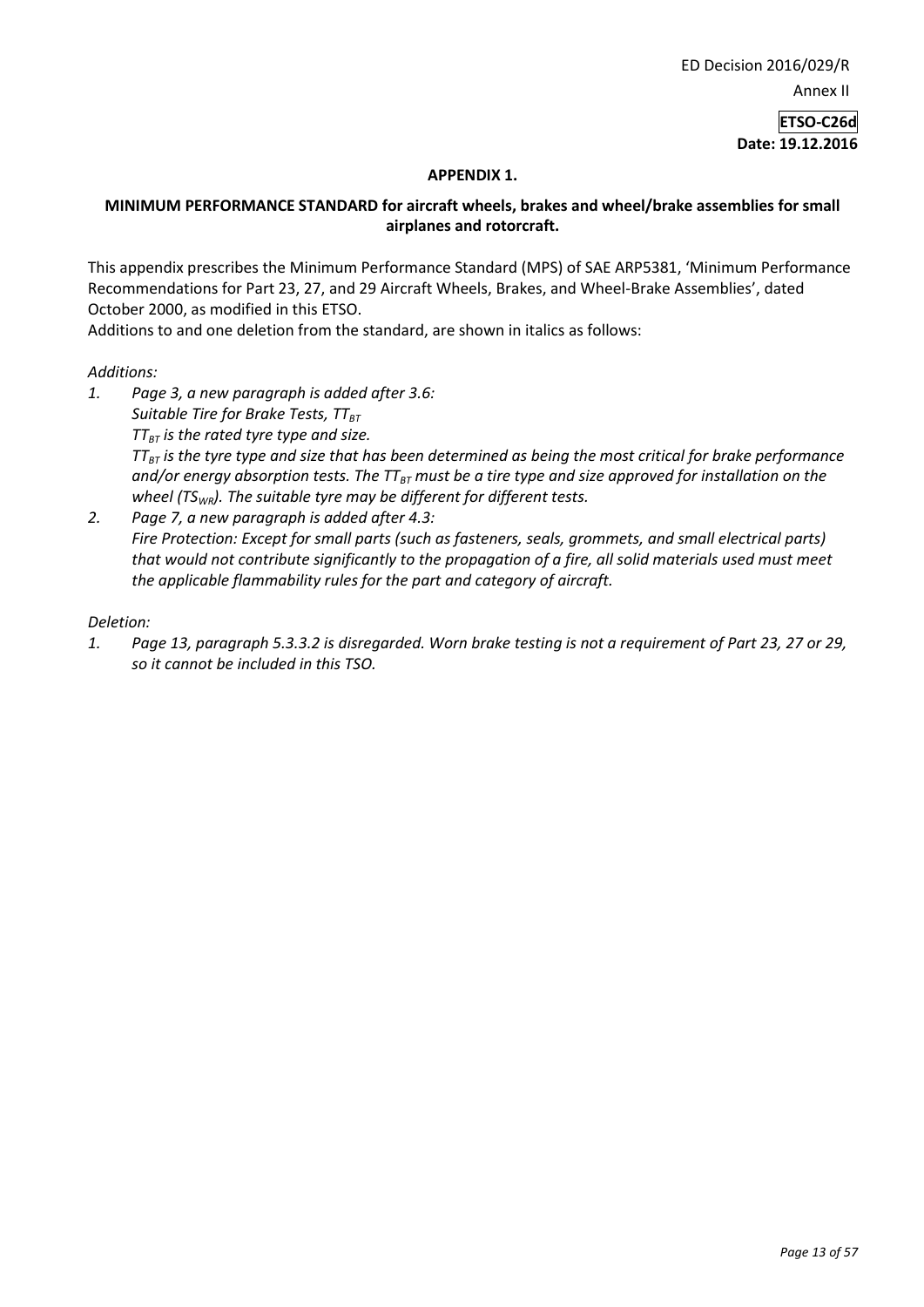## APPENDIX 1.

### MINIMUM PERFORMANCE STANDARD for aircraft wheels, brakes and wheel/brake assemblies for small airplanes and rotorcraft.

This appendix prescribes the Minimum Performance Standard (MPS) of SAE ARP5381, 'Minimum Performance Recommendations for Part 23, 27, and 29 Aircraft Wheels, Brakes, and Wheel-Brake Assemblies', dated October 2000, as modified in this ETSO.

Additions to and one deletion from the standard, are shown in italics as follows:

*Additions:*

1. *Page 3, a new paragraph is added after 3.6:*
   *Suitable Tire for Brake Tests, $TT_{BT}$*
   *$TT_{BT}$ is the rated tyre type and size.*
   *$TT_{BT}$ is the tyre type and size that has been determined as being the most critical for brake performance and/or energy absorption tests. The $TT_{BT}$ must be a tire type and size approved for installation on the wheel ($TS_{WR}$). The suitable tyre may be different for different tests.*
2. *Page 7, a new paragraph is added after 4.3:*
   *Fire Protection: Except for small parts (such as fasteners, seals, grommets, and small electrical parts) that would not contribute significantly to the propagation of a fire, all solid materials used must meet the applicable flammability rules for the part and category of aircraft.*

*Deletion:*

1. *Page 13, paragraph 5.3.3.2 is disregarded. Worn brake testing is not a requirement of Part 23, 27 or 29, so it cannot be included in this TSO.*